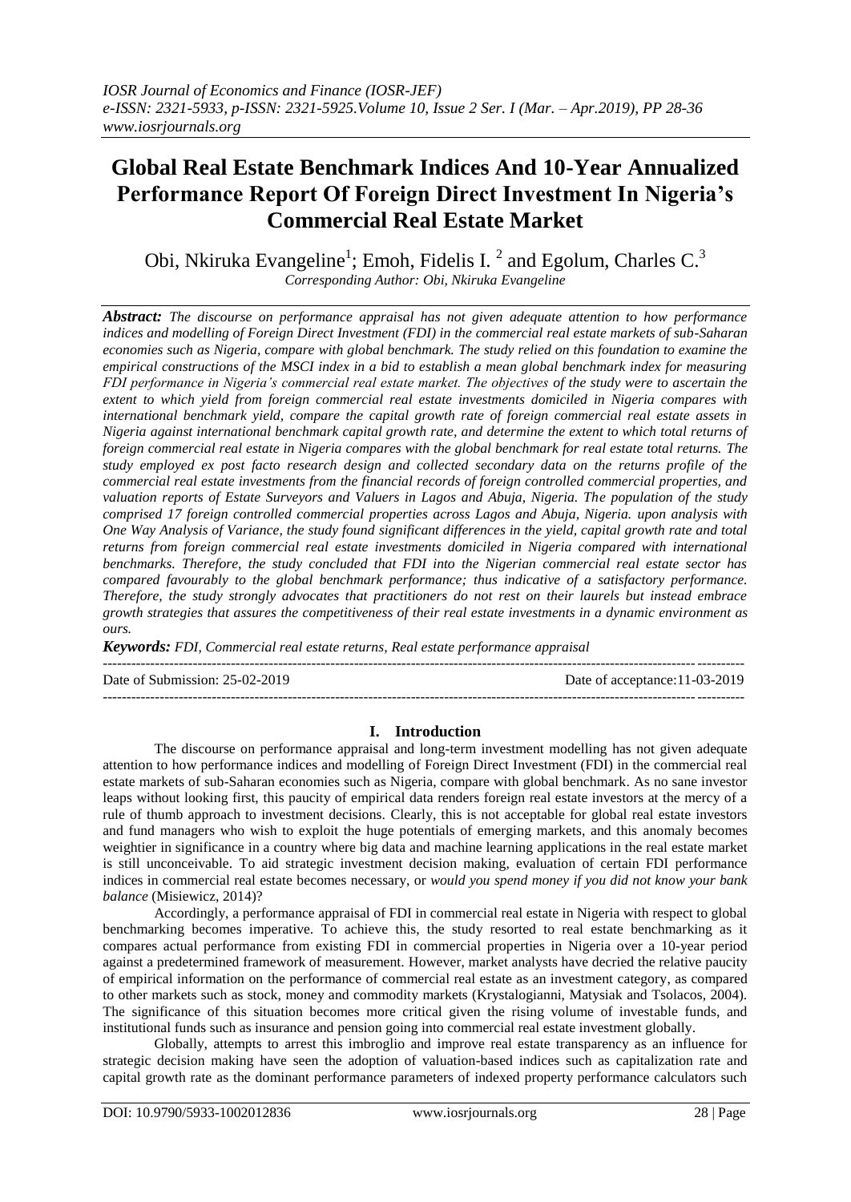# Global Real Estate Benchmark Indices And 10-Year Annualized Performance Report Of Foreign Direct Investment In Nigeria's Commercial Real Estate Market

Obi, Nkiruka Evangeline[1]; Emoh, Fidelis I. [2] and Egolum, Charles C.[3]

*Corresponding Author: Obi, Nkiruka Evangeline*

***Abstract:*** *The discourse on performance appraisal has not given adequate attention to how performance indices and modelling of Foreign Direct Investment (FDI) in the commercial real estate markets of sub-Saharan economies such as Nigeria, compare with global benchmark. The study relied on this foundation to examine the empirical constructions of the MSCI index in a bid to establish a mean global benchmark index for measuring FDI performance in Nigeria's commercial real estate market. The objectives of the study were to ascertain the extent to which yield from foreign commercial real estate investments domiciled in Nigeria compares with international benchmark yield, compare the capital growth rate of foreign commercial real estate assets in Nigeria against international benchmark capital growth rate, and determine the extent to which total returns of foreign commercial real estate in Nigeria compares with the global benchmark for real estate total returns. The study employed ex post facto research design and collected secondary data on the returns profile of the commercial real estate investments from the financial records of foreign controlled commercial properties, and valuation reports of Estate Surveyors and Valuers in Lagos and Abuja, Nigeria. The population of the study comprised 17 foreign controlled commercial properties across Lagos and Abuja, Nigeria. upon analysis with One Way Analysis of Variance, the study found significant differences in the yield, capital growth rate and total returns from foreign commercial real estate investments domiciled in Nigeria compared with international benchmarks. Therefore, the study concluded that FDI into the Nigerian commercial real estate sector has compared favourably to the global benchmark performance; thus indicative of a satisfactory performance. Therefore, the study strongly advocates that practitioners do not rest on their laurels but instead embrace growth strategies that assures the competitiveness of their real estate investments in a dynamic environment as ours.*

***Keywords:*** *FDI, Commercial real estate returns, Real estate performance appraisal*

---

Date of Submission: 25-02-2019 | Date of acceptance:11-03-2019

---

## I. Introduction

The discourse on performance appraisal and long-term investment modelling has not given adequate attention to how performance indices and modelling of Foreign Direct Investment (FDI) in the commercial real estate markets of sub-Saharan economies such as Nigeria, compare with global benchmark. As no sane investor leaps without looking first, this paucity of empirical data renders foreign real estate investors at the mercy of a rule of thumb approach to investment decisions. Clearly, this is not acceptable for global real estate investors and fund managers who wish to exploit the huge potentials of emerging markets, and this anomaly becomes weightier in significance in a country where big data and machine learning applications in the real estate market is still unconceivable. To aid strategic investment decision making, evaluation of certain FDI performance indices in commercial real estate becomes necessary, or *would you spend money if you did not know your bank balance* (Misiewicz, 2014)?

Accordingly, a performance appraisal of FDI in commercial real estate in Nigeria with respect to global benchmarking becomes imperative. To achieve this, the study resorted to real estate benchmarking as it compares actual performance from existing FDI in commercial properties in Nigeria over a 10-year period against a predetermined framework of measurement. However, market analysts have decried the relative paucity of empirical information on the performance of commercial real estate as an investment category, as compared to other markets such as stock, money and commodity markets (Krystalogianni, Matysiak and Tsolacos, 2004). The significance of this situation becomes more critical given the rising volume of investable funds, and institutional funds such as insurance and pension going into commercial real estate investment globally.

Globally, attempts to arrest this imbroglio and improve real estate transparency as an influence for strategic decision making have seen the adoption of valuation-based indices such as capitalization rate and capital growth rate as the dominant performance parameters of indexed property performance calculators such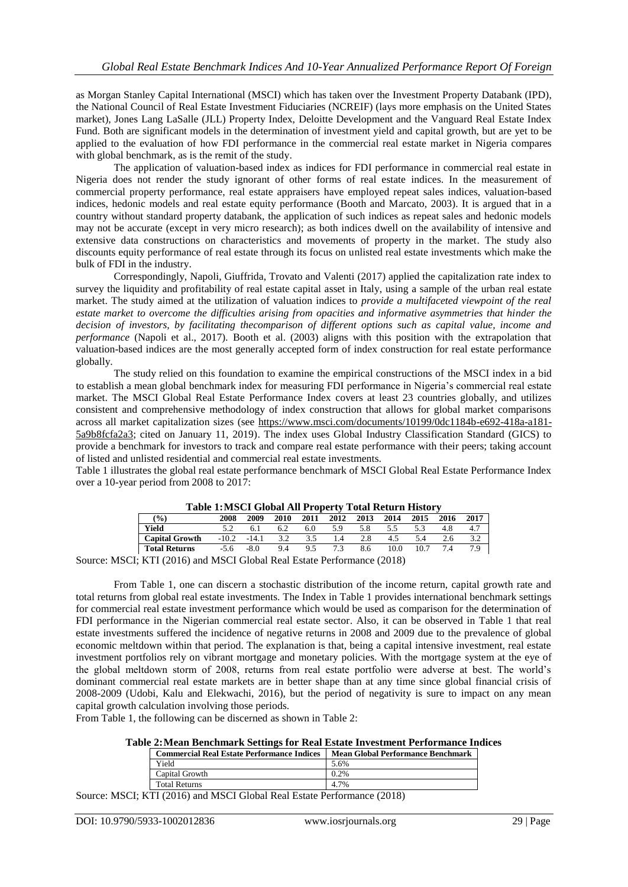as Morgan Stanley Capital International (MSCI) which has taken over the Investment Property Databank (IPD), the National Council of Real Estate Investment Fiduciaries (NCREIF) (lays more emphasis on the United States market), Jones Lang LaSalle (JLL) Property Index, Deloitte Development and the Vanguard Real Estate Index Fund. Both are significant models in the determination of investment yield and capital growth, but are yet to be applied to the evaluation of how FDI performance in the commercial real estate market in Nigeria compares with global benchmark, as is the remit of the study.

The application of valuation-based index as indices for FDI performance in commercial real estate in Nigeria does not render the study ignorant of other forms of real estate indices. In the measurement of commercial property performance, real estate appraisers have employed repeat sales indices, valuation-based indices, hedonic models and real estate equity performance (Booth and Marcato, 2003). It is argued that in a country without standard property databank, the application of such indices as repeat sales and hedonic models may not be accurate (except in very micro research); as both indices dwell on the availability of intensive and extensive data constructions on characteristics and movements of property in the market. The study also discounts equity performance of real estate through its focus on unlisted real estate investments which make the bulk of FDI in the industry.

Correspondingly, Napoli, Giuffrida, Trovato and Valenti (2017) applied the capitalization rate index to survey the liquidity and profitability of real estate capital asset in Italy, using a sample of the urban real estate market. The study aimed at the utilization of valuation indices to *provide a multifaceted viewpoint of the real estate market to overcome the difficulties arising from opacities and informative asymmetries that hinder the decision of investors, by facilitating thecomparison of different options such as capital value, income and performance* (Napoli et al., 2017). Booth et al. (2003) aligns with this position with the extrapolation that valuation-based indices are the most generally accepted form of index construction for real estate performance globally.

The study relied on this foundation to examine the empirical constructions of the MSCI index in a bid to establish a mean global benchmark index for measuring FDI performance in Nigeria's commercial real estate market. The MSCI Global Real Estate Performance Index covers at least 23 countries globally, and utilizes consistent and comprehensive methodology of index construction that allows for global market comparisons across all market capitalization sizes (see https://www.msci.com/documents/10199/0dc1184b-e692-418a-a181-5a9b8fcfa2a3; cited on January 11, 2019). The index uses Global Industry Classification Standard (GICS) to provide a benchmark for investors to track and compare real estate performance with their peers; taking account of listed and unlisted residential and commercial real estate investments.

Table 1 illustrates the global real estate performance benchmark of MSCI Global Real Estate Performance Index over a 10-year period from 2008 to 2017:

**Table 1:MSCI Global All Property Total Return History**

| (%) | 2008 | 2009 | 2010 | 2011 | 2012 | 2013 | 2014 | 2015 | 2016 | 2017 |
|---|---|---|---|---|---|---|---|---|---|---|
| **Yield** | 5.2 | 6.1 | 6.2 | 6.0 | 5.9 | 5.8 | 5.5 | 5.3 | 4.8 | 4.7 |
| **Capital Growth** | -10.2 | -14.1 | 3.2 | 3.5 | 1.4 | 2.8 | 4.5 | 5.4 | 2.6 | 3.2 |
| **Total Returns** | -5.6 | -8.0 | 9.4 | 9.5 | 7.3 | 8.6 | 10.0 | 10.7 | 7.4 | 7.9 |

Source: MSCI; KTI (2016) and MSCI Global Real Estate Performance (2018)

From Table 1, one can discern a stochastic distribution of the income return, capital growth rate and total returns from global real estate investments. The Index in Table 1 provides international benchmark settings for commercial real estate investment performance which would be used as comparison for the determination of FDI performance in the Nigerian commercial real estate sector. Also, it can be observed in Table 1 that real estate investments suffered the incidence of negative returns in 2008 and 2009 due to the prevalence of global economic meltdown within that period. The explanation is that, being a capital intensive investment, real estate investment portfolios rely on vibrant mortgage and monetary policies. With the mortgage system at the eye of the global meltdown storm of 2008, returns from real estate portfolio were adverse at best. The world's dominant commercial real estate markets are in better shape than at any time since global financial crisis of 2008-2009 (Udobi, Kalu and Elekwachi, 2016), but the period of negativity is sure to impact on any mean capital growth calculation involving those periods.

From Table 1, the following can be discerned as shown in Table 2:

**Table 2:Mean Benchmark Settings for Real Estate Investment Performance Indices**

| Commercial Real Estate Performance Indices | Mean Global Performance Benchmark |
|---|---|
| Yield | 5.6% |
| Capital Growth | 0.2% |
| Total Returns | 4.7% |

Source: MSCI; KTI (2016) and MSCI Global Real Estate Performance (2018)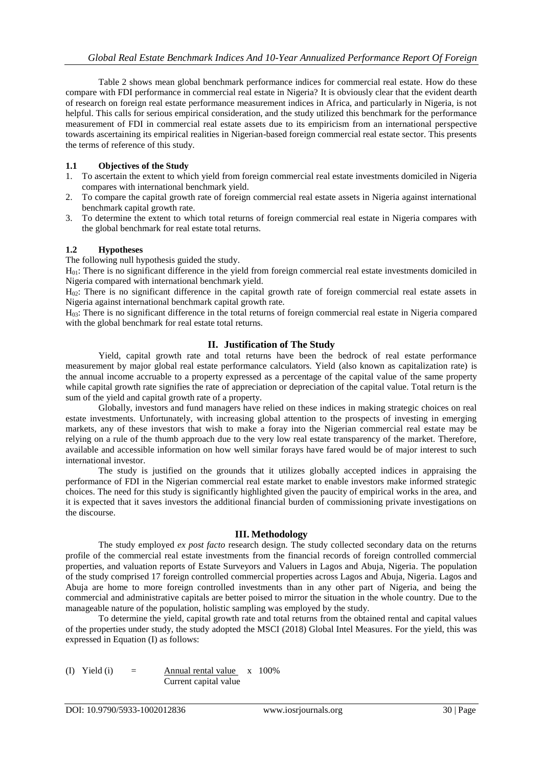Table 2 shows mean global benchmark performance indices for commercial real estate. How do these compare with FDI performance in commercial real estate in Nigeria? It is obviously clear that the evident dearth of research on foreign real estate performance measurement indices in Africa, and particularly in Nigeria, is not helpful. This calls for serious empirical consideration, and the study utilized this benchmark for the performance measurement of FDI in commercial real estate assets due to its empiricism from an international perspective towards ascertaining its empirical realities in Nigerian-based foreign commercial real estate sector. This presents the terms of reference of this study.

### 1.1 Objectives of the Study

1. To ascertain the extent to which yield from foreign commercial real estate investments domiciled in Nigeria compares with international benchmark yield.
2. To compare the capital growth rate of foreign commercial real estate assets in Nigeria against international benchmark capital growth rate.
3. To determine the extent to which total returns of foreign commercial real estate in Nigeria compares with the global benchmark for real estate total returns.

### 1.2 Hypotheses

The following null hypothesis guided the study.

$H_{01}$: There is no significant difference in the yield from foreign commercial real estate investments domiciled in Nigeria compared with international benchmark yield.

$H_{02}$: There is no significant difference in the capital growth rate of foreign commercial real estate assets in Nigeria against international benchmark capital growth rate.

$H_{03}$: There is no significant difference in the total returns of foreign commercial real estate in Nigeria compared with the global benchmark for real estate total returns.

## II. Justification of The Study

Yield, capital growth rate and total returns have been the bedrock of real estate performance measurement by major global real estate performance calculators. Yield (also known as capitalization rate) is the annual income accruable to a property expressed as a percentage of the capital value of the same property while capital growth rate signifies the rate of appreciation or depreciation of the capital value. Total return is the sum of the yield and capital growth rate of a property.

Globally, investors and fund managers have relied on these indices in making strategic choices on real estate investments. Unfortunately, with increasing global attention to the prospects of investing in emerging markets, any of these investors that wish to make a foray into the Nigerian commercial real estate may be relying on a rule of the thumb approach due to the very low real estate transparency of the market. Therefore, available and accessible information on how well similar forays have fared would be of major interest to such international investor.

The study is justified on the grounds that it utilizes globally accepted indices in appraising the performance of FDI in the Nigerian commercial real estate market to enable investors make informed strategic choices. The need for this study is significantly highlighted given the paucity of empirical works in the area, and it is expected that it saves investors the additional financial burden of commissioning private investigations on the discourse.

## III. Methodology

The study employed *ex post facto* research design. The study collected secondary data on the returns profile of the commercial real estate investments from the financial records of foreign controlled commercial properties, and valuation reports of Estate Surveyors and Valuers in Lagos and Abuja, Nigeria. The population of the study comprised 17 foreign controlled commercial properties across Lagos and Abuja, Nigeria. Lagos and Abuja are home to more foreign controlled investments than in any other part of Nigeria, and being the commercial and administrative capitals are better poised to mirror the situation in the whole country. Due to the manageable nature of the population, holistic sampling was employed by the study.

To determine the yield, capital growth rate and total returns from the obtained rental and capital values of the properties under study, the study adopted the MSCI (2018) Global Intel Measures. For the yield, this was expressed in Equation (I) as follows:

$$\text{(I)} \quad \text{Yield (i)} = \frac{\text{Annual rental value}}{\text{Current capital value}} \times 100\%$$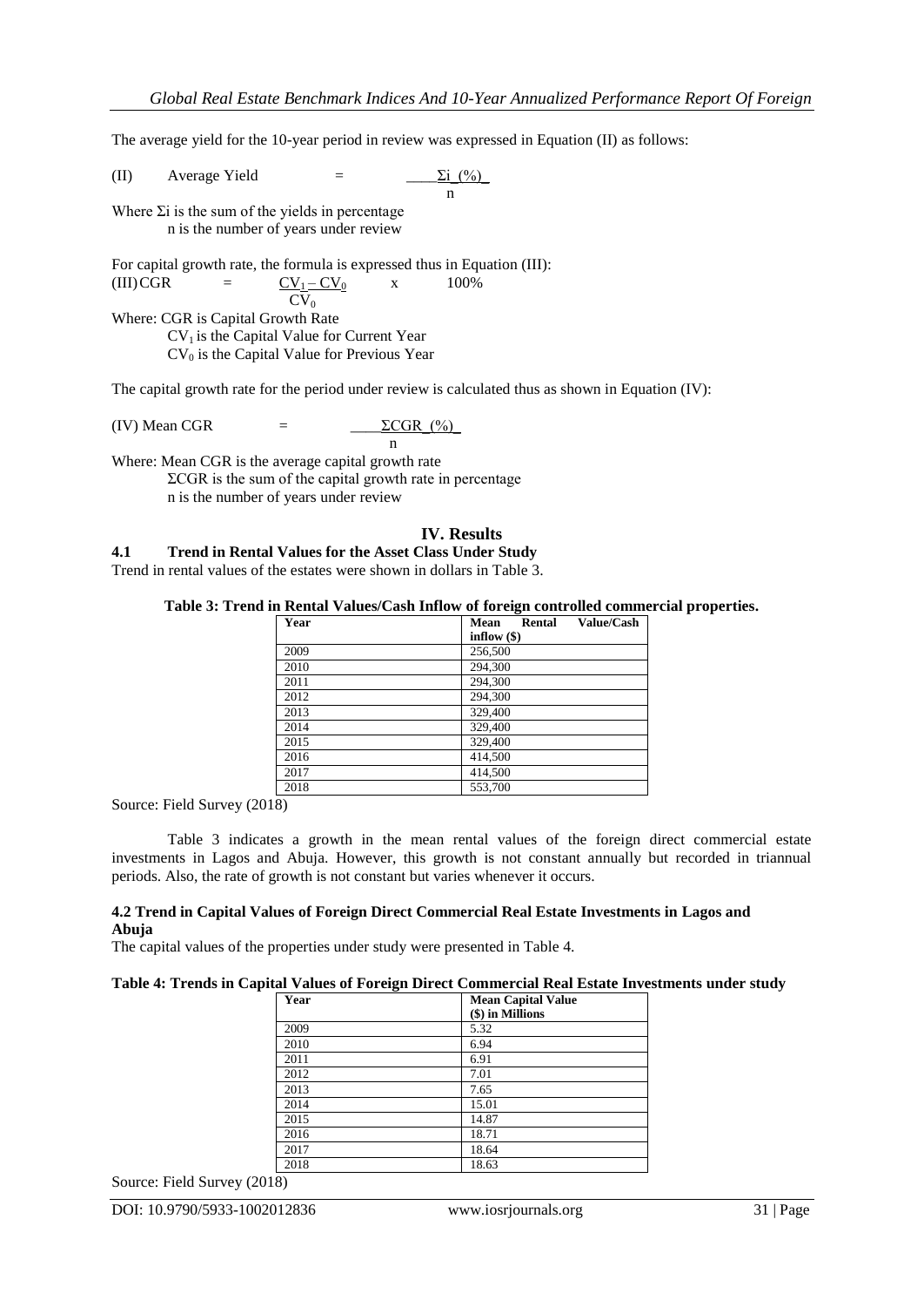The average yield for the 10-year period in review was expressed in Equation (II) as follows:

$$\text{(II)} \quad \text{Average Yield} = \frac{\Sigma i\ (\%)}{n}$$

Where $\Sigma i$ is the sum of the yields in percentage

n is the number of years under review

For capital growth rate, the formula is expressed thus in Equation (III):

$$\text{(III)} \quad CGR = \frac{CV_1 - CV_0}{CV_0} \times 100\%$$

Where: CGR is Capital Growth Rate

$CV_1$ is the Capital Value for Current Year

$CV_0$ is the Capital Value for Previous Year

The capital growth rate for the period under review is calculated thus as shown in Equation (IV):

$$\text{(IV)} \quad \text{Mean CGR} = \frac{\Sigma CGR\ (\%)}{n}$$

Where: Mean CGR is the average capital growth rate

$\Sigma CGR$ is the sum of the capital growth rate in percentage

n is the number of years under review

## IV. Results

### 4.1 Trend in Rental Values for the Asset Class Under Study

Trend in rental values of the estates were shown in dollars in Table 3.

**Table 3: Trend in Rental Values/Cash Inflow of foreign controlled commercial properties.**

| Year | Mean Rental Value/Cash inflow ($) |
|---|---|
| 2009 | 256,500 |
| 2010 | 294,300 |
| 2011 | 294,300 |
| 2012 | 294,300 |
| 2013 | 329,400 |
| 2014 | 329,400 |
| 2015 | 329,400 |
| 2016 | 414,500 |
| 2017 | 414,500 |
| 2018 | 553,700 |

Source: Field Survey (2018)

Table 3 indicates a growth in the mean rental values of the foreign direct commercial estate investments in Lagos and Abuja. However, this growth is not constant annually but recorded in triannual periods. Also, the rate of growth is not constant but varies whenever it occurs.

### 4.2 Trend in Capital Values of Foreign Direct Commercial Real Estate Investments in Lagos and Abuja

The capital values of the properties under study were presented in Table 4.

**Table 4: Trends in Capital Values of Foreign Direct Commercial Real Estate Investments under study**

| Year | Mean Capital Value ($) in Millions |
|---|---|
| 2009 | 5.32 |
| 2010 | 6.94 |
| 2011 | 6.91 |
| 2012 | 7.01 |
| 2013 | 7.65 |
| 2014 | 15.01 |
| 2015 | 14.87 |
| 2016 | 18.71 |
| 2017 | 18.64 |
| 2018 | 18.63 |

Source: Field Survey (2018)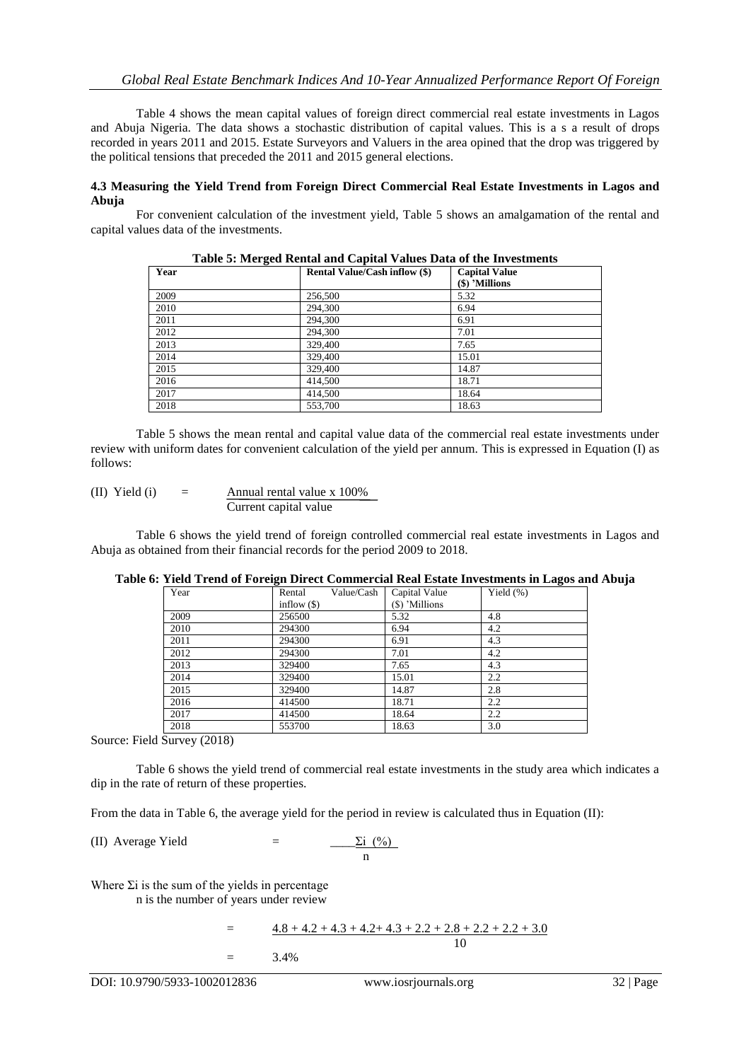Table 4 shows the mean capital values of foreign direct commercial real estate investments in Lagos and Abuja Nigeria. The data shows a stochastic distribution of capital values. This is a s a result of drops recorded in years 2011 and 2015. Estate Surveyors and Valuers in the area opined that the drop was triggered by the political tensions that preceded the 2011 and 2015 general elections.

### 4.3 Measuring the Yield Trend from Foreign Direct Commercial Real Estate Investments in Lagos and Abuja

For convenient calculation of the investment yield, Table 5 shows an amalgamation of the rental and capital values data of the investments.

**Table 5: Merged Rental and Capital Values Data of the Investments**

| Year | Rental Value/Cash inflow ($) | Capital Value ($) 'Millions |
|---|---|---|
| 2009 | 256,500 | 5.32 |
| 2010 | 294,300 | 6.94 |
| 2011 | 294,300 | 6.91 |
| 2012 | 294,300 | 7.01 |
| 2013 | 329,400 | 7.65 |
| 2014 | 329,400 | 15.01 |
| 2015 | 329,400 | 14.87 |
| 2016 | 414,500 | 18.71 |
| 2017 | 414,500 | 18.64 |
| 2018 | 553,700 | 18.63 |

Table 5 shows the mean rental and capital value data of the commercial real estate investments under review with uniform dates for convenient calculation of the yield per annum. This is expressed in Equation (I) as follows:

$$\text{(II) Yield (i)} = \frac{\text{Annual rental value x 100\%}}{\text{Current capital value}}$$

Table 6 shows the yield trend of foreign controlled commercial real estate investments in Lagos and Abuja as obtained from their financial records for the period 2009 to 2018.

**Table 6: Yield Trend of Foreign Direct Commercial Real Estate Investments in Lagos and Abuja**

| Year | Rental Value/Cash inflow ($) | Capital Value ($) 'Millions | Yield (%) |
|---|---|---|---|
| 2009 | 256500 | 5.32 | 4.8 |
| 2010 | 294300 | 6.94 | 4.2 |
| 2011 | 294300 | 6.91 | 4.3 |
| 2012 | 294300 | 7.01 | 4.2 |
| 2013 | 329400 | 7.65 | 4.3 |
| 2014 | 329400 | 15.01 | 2.2 |
| 2015 | 329400 | 14.87 | 2.8 |
| 2016 | 414500 | 18.71 | 2.2 |
| 2017 | 414500 | 18.64 | 2.2 |
| 2018 | 553700 | 18.63 | 3.0 |

Source: Field Survey (2018)

Table 6 shows the yield trend of commercial real estate investments in the study area which indicates a dip in the rate of return of these properties.

From the data in Table 6, the average yield for the period in review is calculated thus in Equation (II):

$$\text{(II) Average Yield} = \frac{\Sigma i \ (\%)}{n}$$

Where $\Sigma i$ is the sum of the yields in percentage
n is the number of years under review

$$= \frac{4.8 + 4.2 + 4.3 + 4.2 + 4.3 + 2.2 + 2.8 + 2.2 + 2.2 + 3.0}{10}$$

$$= 3.4\%$$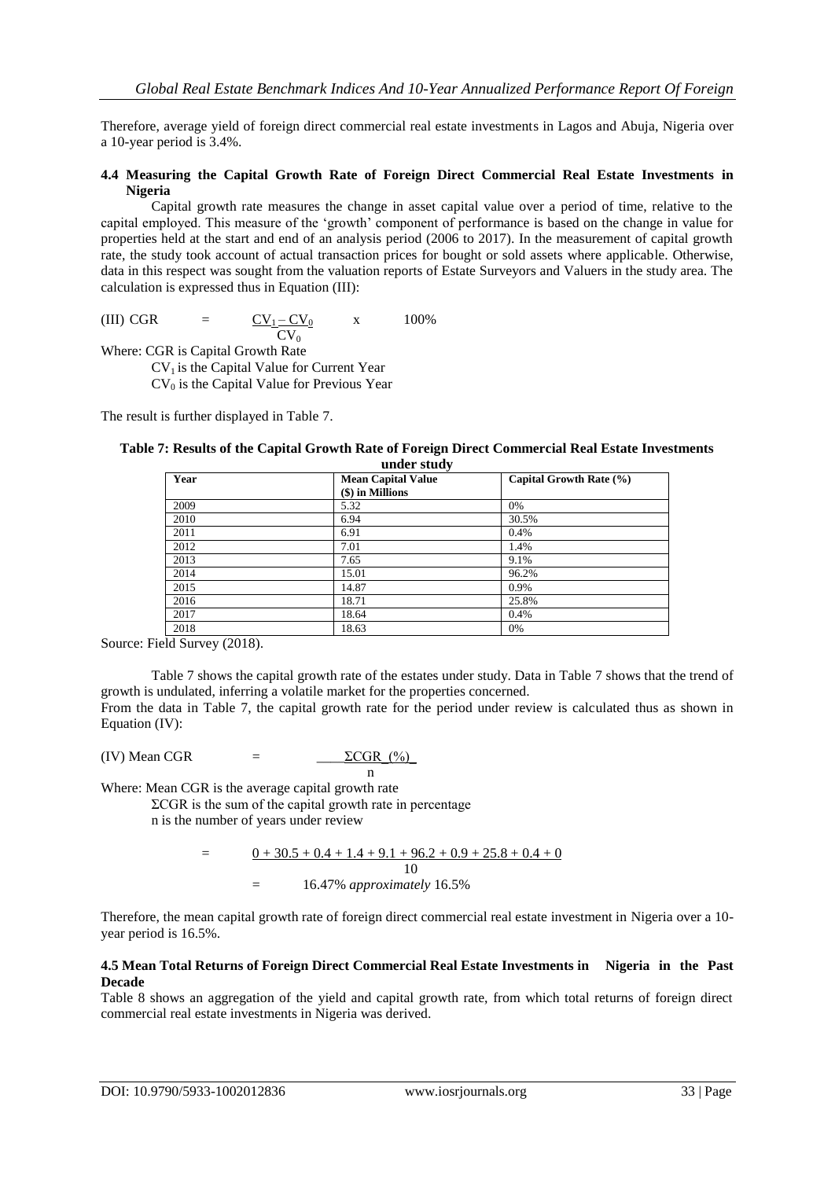Therefore, average yield of foreign direct commercial real estate investments in Lagos and Abuja, Nigeria over a 10-year period is 3.4%.

### 4.4 Measuring the Capital Growth Rate of Foreign Direct Commercial Real Estate Investments in Nigeria

Capital growth rate measures the change in asset capital value over a period of time, relative to the capital employed. This measure of the 'growth' component of performance is based on the change in value for properties held at the start and end of an analysis period (2006 to 2017). In the measurement of capital growth rate, the study took account of actual transaction prices for bought or sold assets where applicable. Otherwise, data in this respect was sought from the valuation reports of Estate Surveyors and Valuers in the study area. The calculation is expressed thus in Equation (III):

$$\text{(III) CGR} = \frac{CV_1 - CV_0}{CV_0} \times 100\%$$

Where: CGR is Capital Growth Rate

$CV_1$ is the Capital Value for Current Year

$CV_0$ is the Capital Value for Previous Year

The result is further displayed in Table 7.

**Table 7: Results of the Capital Growth Rate of Foreign Direct Commercial Real Estate Investments under study**

| Year | Mean Capital Value ($) in Millions | Capital Growth Rate (%) |
|---|---|---|
| 2009 | 5.32 | 0% |
| 2010 | 6.94 | 30.5% |
| 2011 | 6.91 | 0.4% |
| 2012 | 7.01 | 1.4% |
| 2013 | 7.65 | 9.1% |
| 2014 | 15.01 | 96.2% |
| 2015 | 14.87 | 0.9% |
| 2016 | 18.71 | 25.8% |
| 2017 | 18.64 | 0.4% |
| 2018 | 18.63 | 0% |

Source: Field Survey (2018).

Table 7 shows the capital growth rate of the estates under study. Data in Table 7 shows that the trend of growth is undulated, inferring a volatile market for the properties concerned.

From the data in Table 7, the capital growth rate for the period under review is calculated thus as shown in Equation (IV):

$$\text{(IV) Mean CGR} = \frac{\Sigma \text{CGR (\%)}}{n}$$

Where: Mean CGR is the average capital growth rate

ΣCGR is the sum of the capital growth rate in percentage

n is the number of years under review

$$= \frac{0 + 30.5 + 0.4 + 1.4 + 9.1 + 96.2 + 0.9 + 25.8 + 0.4 + 0}{10}$$

$$= 16.47\% \text{ } \textit{approximately} \text{ } 16.5\%$$

Therefore, the mean capital growth rate of foreign direct commercial real estate investment in Nigeria over a 10-year period is 16.5%.

### 4.5 Mean Total Returns of Foreign Direct Commercial Real Estate Investments in Nigeria in the Past Decade

Table 8 shows an aggregation of the yield and capital growth rate, from which total returns of foreign direct commercial real estate investments in Nigeria was derived.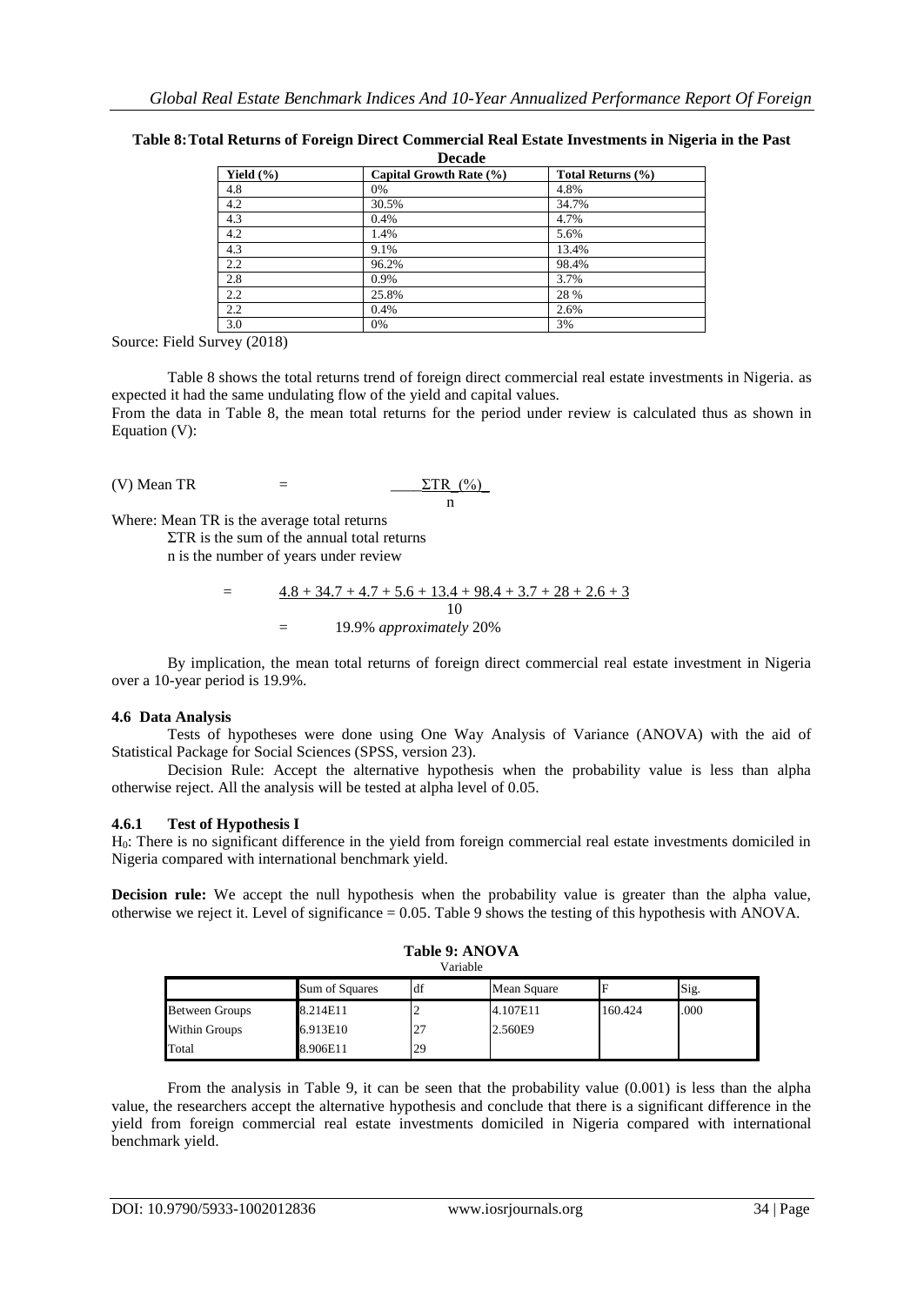**Table 8: Total Returns of Foreign Direct Commercial Real Estate Investments in Nigeria in the Past Decade**

| Yield (%) | Capital Growth Rate (%) | Total Returns (%) |
|---|---|---|
| 4.8 | 0% | 4.8% |
| 4.2 | 30.5% | 34.7% |
| 4.3 | 0.4% | 4.7% |
| 4.2 | 1.4% | 5.6% |
| 4.3 | 9.1% | 13.4% |
| 2.2 | 96.2% | 98.4% |
| 2.8 | 0.9% | 3.7% |
| 2.2 | 25.8% | 28 % |
| 2.2 | 0.4% | 2.6% |
| 3.0 | 0% | 3% |

Source: Field Survey (2018)

Table 8 shows the total returns trend of foreign direct commercial real estate investments in Nigeria. as expected it had the same undulating flow of the yield and capital values.

From the data in Table 8, the mean total returns for the period under review is calculated thus as shown in Equation (V):

$$\text{(V) Mean TR} = \frac{\Sigma TR\ (\%)}{n}$$

Where: Mean TR is the average total returns

ΣTR is the sum of the annual total returns

n is the number of years under review

$$= \frac{4.8 + 34.7 + 4.7 + 5.6 + 13.4 + 98.4 + 3.7 + 28 + 2.6 + 3}{10}$$

$$= 19.9\% \textit{ approximately } 20\%$$

By implication, the mean total returns of foreign direct commercial real estate investment in Nigeria over a 10-year period is 19.9%.

### 4.6 Data Analysis

Tests of hypotheses were done using One Way Analysis of Variance (ANOVA) with the aid of Statistical Package for Social Sciences (SPSS, version 23).

Decision Rule: Accept the alternative hypothesis when the probability value is less than alpha otherwise reject. All the analysis will be tested at alpha level of 0.05.

#### 4.6.1 Test of Hypothesis I

$H_0$: There is no significant difference in the yield from foreign commercial real estate investments domiciled in Nigeria compared with international benchmark yield.

**Decision rule:** We accept the null hypothesis when the probability value is greater than the alpha value, otherwise we reject it. Level of significance = 0.05. Table 9 shows the testing of this hypothesis with ANOVA.

**Table 9: ANOVA**

Variable

| | Sum of Squares | df | Mean Square | F | Sig. |
|---|---|---|---|---|---|
| Between Groups | 8.214E11 | 2 | 4.107E11 | 160.424 | .000 |
| Within Groups | 6.913E10 | 27 | 2.560E9 | | |
| Total | 8.906E11 | 29 | | | |

From the analysis in Table 9, it can be seen that the probability value (0.001) is less than the alpha value, the researchers accept the alternative hypothesis and conclude that there is a significant difference in the yield from foreign commercial real estate investments domiciled in Nigeria compared with international benchmark yield.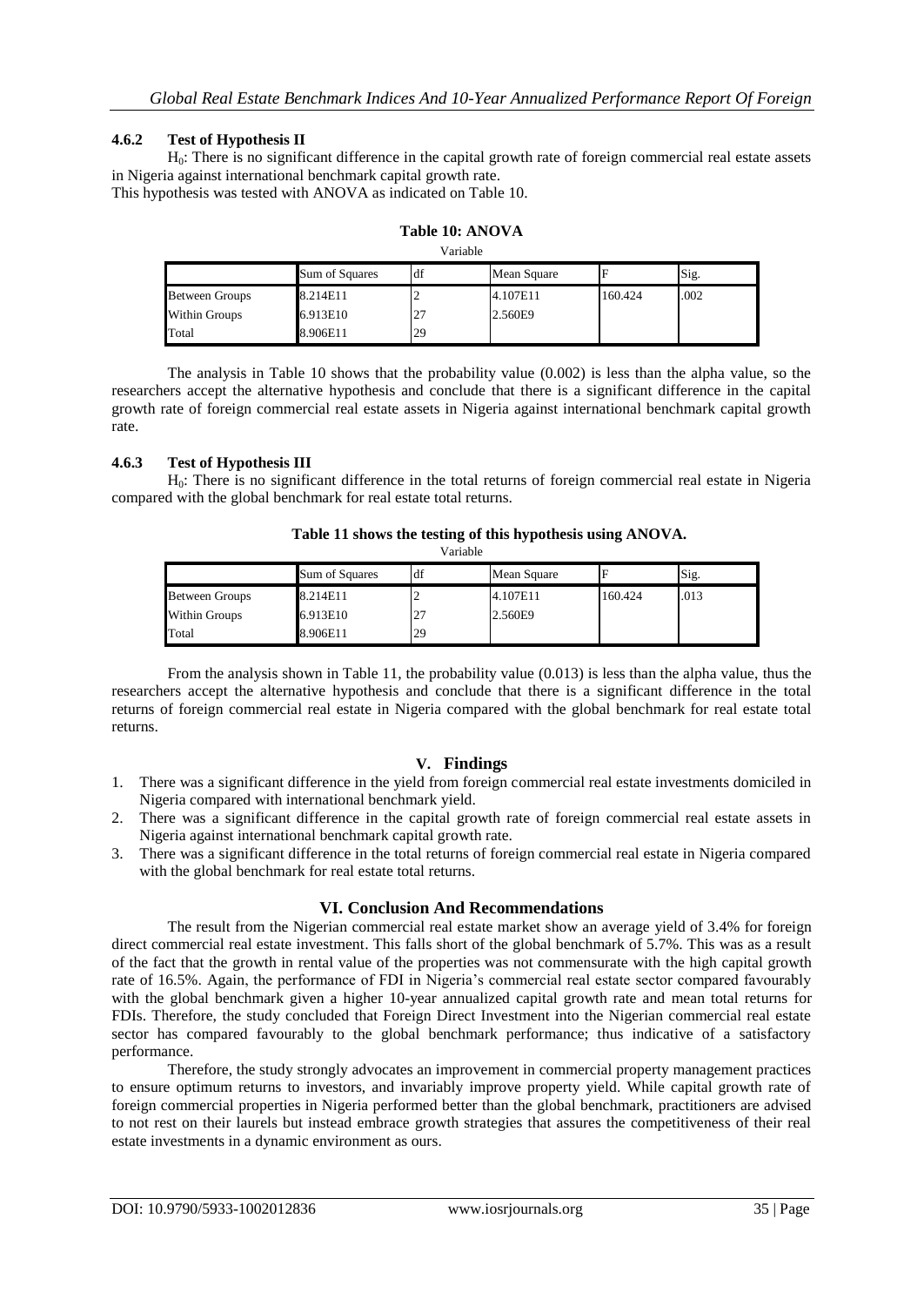#### 4.6.2 Test of Hypothesis II

$H_0$: There is no significant difference in the capital growth rate of foreign commercial real estate assets in Nigeria against international benchmark capital growth rate.

This hypothesis was tested with ANOVA as indicated on Table 10.

**Table 10: ANOVA**

Variable

| | Sum of Squares | df | Mean Square | F | Sig. |
|---|---|---|---|---|---|
| Between Groups | 8.214E11 | 2 | 4.107E11 | 160.424 | .002 |
| Within Groups | 6.913E10 | 27 | 2.560E9 | | |
| Total | 8.906E11 | 29 | | | |

The analysis in Table 10 shows that the probability value (0.002) is less than the alpha value, so the researchers accept the alternative hypothesis and conclude that there is a significant difference in the capital growth rate of foreign commercial real estate assets in Nigeria against international benchmark capital growth rate.

#### 4.6.3 Test of Hypothesis III

$H_0$: There is no significant difference in the total returns of foreign commercial real estate in Nigeria compared with the global benchmark for real estate total returns.

**Table 11 shows the testing of this hypothesis using ANOVA.**

Variable

| | Sum of Squares | df | Mean Square | F | Sig. |
|---|---|---|---|---|---|
| Between Groups | 8.214E11 | 2 | 4.107E11 | 160.424 | .013 |
| Within Groups | 6.913E10 | 27 | 2.560E9 | | |
| Total | 8.906E11 | 29 | | | |

From the analysis shown in Table 11, the probability value (0.013) is less than the alpha value, thus the researchers accept the alternative hypothesis and conclude that there is a significant difference in the total returns of foreign commercial real estate in Nigeria compared with the global benchmark for real estate total returns.

## V. Findings

1. There was a significant difference in the yield from foreign commercial real estate investments domiciled in Nigeria compared with international benchmark yield.
2. There was a significant difference in the capital growth rate of foreign commercial real estate assets in Nigeria against international benchmark capital growth rate.
3. There was a significant difference in the total returns of foreign commercial real estate in Nigeria compared with the global benchmark for real estate total returns.

## VI. Conclusion And Recommendations

The result from the Nigerian commercial real estate market show an average yield of 3.4% for foreign direct commercial real estate investment. This falls short of the global benchmark of 5.7%. This was as a result of the fact that the growth in rental value of the properties was not commensurate with the high capital growth rate of 16.5%. Again, the performance of FDI in Nigeria's commercial real estate sector compared favourably with the global benchmark given a higher 10-year annualized capital growth rate and mean total returns for FDIs. Therefore, the study concluded that Foreign Direct Investment into the Nigerian commercial real estate sector has compared favourably to the global benchmark performance; thus indicative of a satisfactory performance.

Therefore, the study strongly advocates an improvement in commercial property management practices to ensure optimum returns to investors, and invariably improve property yield. While capital growth rate of foreign commercial properties in Nigeria performed better than the global benchmark, practitioners are advised to not rest on their laurels but instead embrace growth strategies that assures the competitiveness of their real estate investments in a dynamic environment as ours.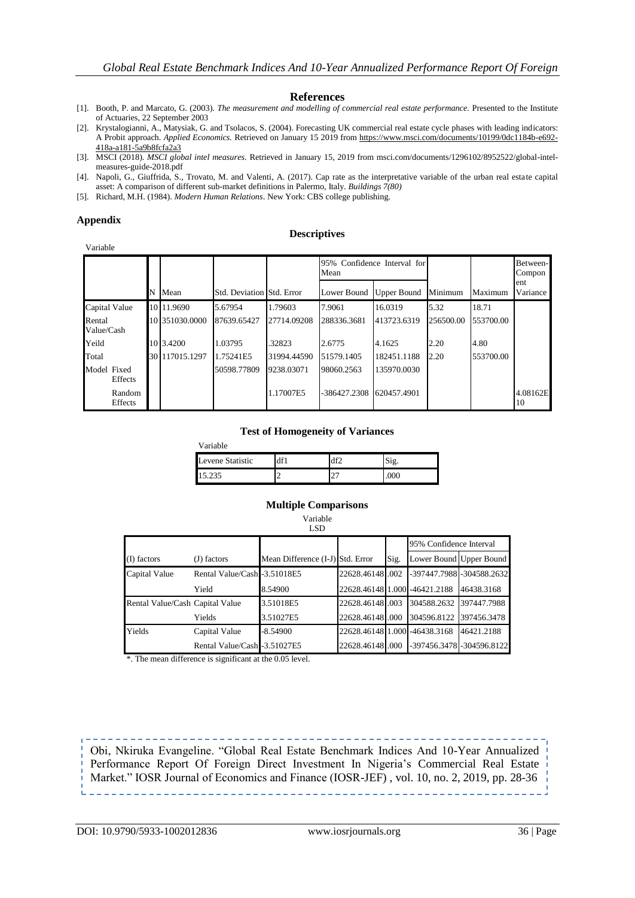## References

[1]. Booth, P. and Marcato, G. (2003). *The measurement and modelling of commercial real estate performance.* Presented to the Institute of Actuaries, 22 September 2003

[2]. Krystalogianni, A., Matysiak, G. and Tsolacos, S. (2004). Forecasting UK commercial real estate cycle phases with leading indicators: A Probit approach. *Applied Economics.* Retrieved on January 15 2019 from https://www.msci.com/documents/10199/0dc1184b-e692-418a-a181-5a9b8fcfa2a3

[3]. MSCI (2018). *MSCI global intel measures.* Retrieved in January 15, 2019 from msci.com/documents/1296102/8952522/global-intel-measures-guide-2018.pdf

[4]. Napoli, G., Giuffrida, S., Trovato, M. and Valenti, A. (2017). Cap rate as the interpretative variable of the urban real estate capital asset: A comparison of different sub-market definitions in Palermo, Italy. *Buildings 7(80)*

[5]. Richard, M.H. (1984). *Modern Human Relations*. New York: CBS college publishing.

## Appendix

### Descriptives

Variable

| | | N | Mean | Std. Deviation | Std. Error | 95% Confidence Interval for Mean | | Minimum | Maximum | Between-Component Variance |
|---|---|---|---|---|---|---|---|---|---|---|
| | | | | | | Lower Bound | Upper Bound | | | |
| Capital Value | | 10 | 11.9690 | 5.67954 | 1.79603 | 7.9061 | 16.0319 | 5.32 | 18.71 | |
| Rental Value/Cash | | 10 | 351030.0000 | 87639.65427 | 27714.09208 | 288336.3681 | 413723.6319 | 256500.00 | 553700.00 | |
| Yeild | | 10 | 3.4200 | 1.03795 | .32823 | 2.6775 | 4.1625 | 2.20 | 4.80 | |
| Total | | 30 | 117015.1297 | 1.75241E5 | 31994.44590 | 51579.1405 | 182451.1188 | 2.20 | 553700.00 | |
| Model | Fixed Effects | | | 50598.77809 | 9238.03071 | 98060.2563 | 135970.0030 | | | |
| | Random Effects | | | | 1.17007E5 | -386427.2308 | 620457.4901 | | | 4.08162E10 |

### Test of Homogeneity of Variances

Variable

| Levene Statistic | df1 | df2 | Sig. |
|---|---|---|---|
| 15.235 | 2 | 27 | .000 |

### Multiple Comparisons

Variable
LSD

| (I) factors | (J) factors | Mean Difference (I-J) | Std. Error | Sig. | 95% Confidence Interval | |
|---|---|---|---|---|---|---|
| | | | | | Lower Bound | Upper Bound |
| Capital Value | Rental Value/Cash | -3.51018E5 | 22628.46148 | .002 | -397447.7988 | -304588.2632 |
| | Yield | 8.54900 | 22628.46148 | 1.000 | -46421.2188 | 46438.3168 |
| Rental Value/Cash | Capital Value | 3.51018E5 | 22628.46148 | .003 | 304588.2632 | 397447.7988 |
| | Yields | 3.51027E5 | 22628.46148 | .000 | 304596.8122 | 397456.3478 |
| Yields | Capital Value | -8.54900 | 22628.46148 | 1.000 | -46438.3168 | 46421.2188 |
| | Rental Value/Cash | -3.51027E5 | 22628.46148 | .000 | -397456.3478 | -304596.8122 |

*. The mean difference is significant at the 0.05 level.

Obi, Nkiruka Evangeline. "Global Real Estate Benchmark Indices And 10-Year Annualized Performance Report Of Foreign Direct Investment In Nigeria's Commercial Real Estate Market." IOSR Journal of Economics and Finance (IOSR-JEF) , vol. 10, no. 2, 2019, pp. 28-36